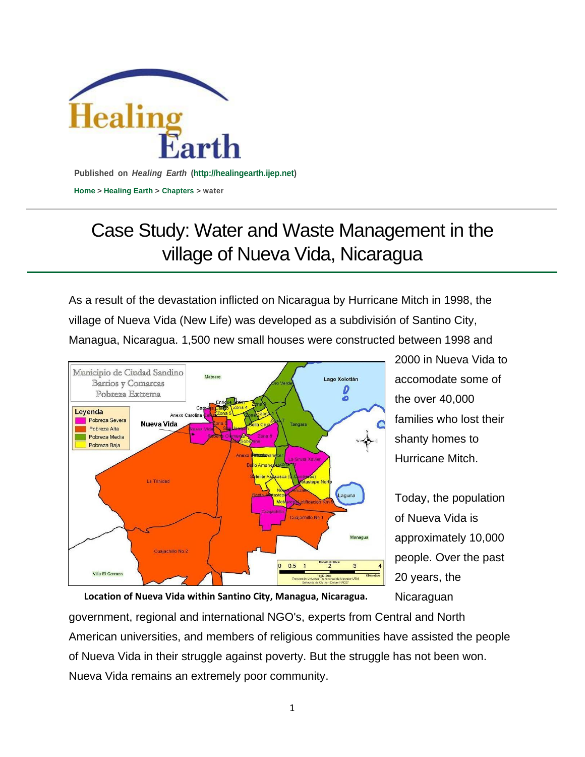Published on *Healing Earth* (http://healingearth.ijep.net)

Home > Healing Earth > Chapters > water

# Case Study: Water and Waste Management in the village of Nueva Vida, Nicaragua

As a result of the devastation inflicted on Nicaragua by Hurricane Mitch in 1998, the village of Nueva Vida (New Life) was developed as a subdivisión of Santino City, Managua, Nicaragua. 1,500 new small houses were constructed between 1998 and 2000 in Nueva Vida to accomodate some of the over 40,000 families who lost their shanty homes to Hurricane Mitch.

**Location of Nueva Vida within Santino City, Managua, Nicaragua.**

Today, the population of Nueva Vida is approximately 10,000 people. Over the past 20 years, the Nicaraguan government, regional and international NGO's, experts from Central and North American universities, and members of religious communities have assisted the people of Nueva Vida in their struggle against poverty. But the struggle has not been won. Nueva Vida remains an extremely poor community.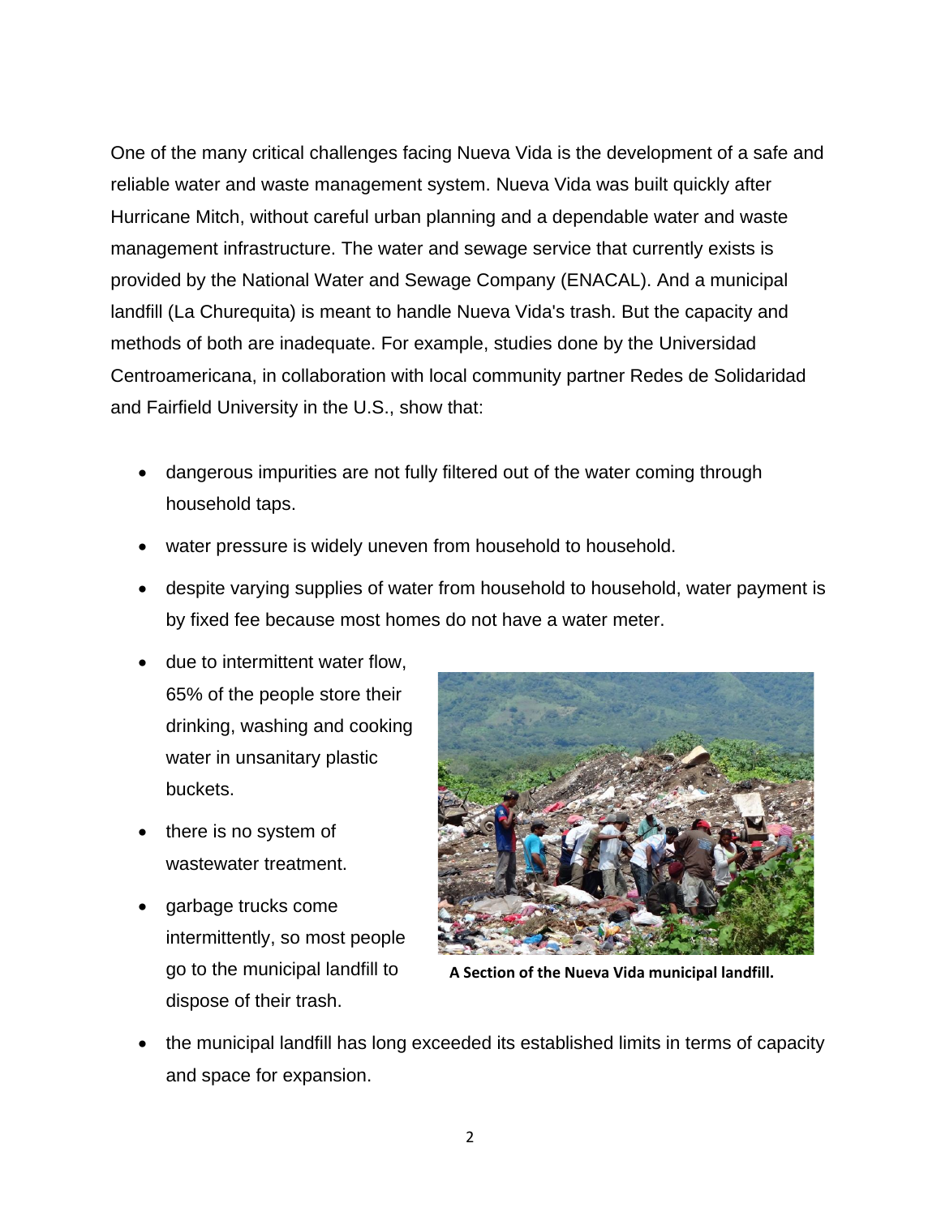One of the many critical challenges facing Nueva Vida is the development of a safe and reliable water and waste management system. Nueva Vida was built quickly after Hurricane Mitch, without careful urban planning and a dependable water and waste management infrastructure. The water and sewage service that currently exists is provided by the National Water and Sewage Company (ENACAL). And a municipal landfill (La Churequita) is meant to handle Nueva Vida's trash. But the capacity and methods of both are inadequate. For example, studies done by the Universidad Centroamericana, in collaboration with local community partner Redes de Solidaridad and Fairfield University in the U.S., show that:

- dangerous impurities are not fully filtered out of the water coming through household taps.
- water pressure is widely uneven from household to household.
- despite varying supplies of water from household to household, water payment is by fixed fee because most homes do not have a water meter.
- due to intermittent water flow, 65% of the people store their drinking, washing and cooking water in unsanitary plastic buckets.
- there is no system of wastewater treatment.
- garbage trucks come intermittently, so most people go to the municipal landfill to dispose of their trash.
- the municipal landfill has long exceeded its established limits in terms of capacity and space for expansion.

**A Section of the Nueva Vida municipal landfill.**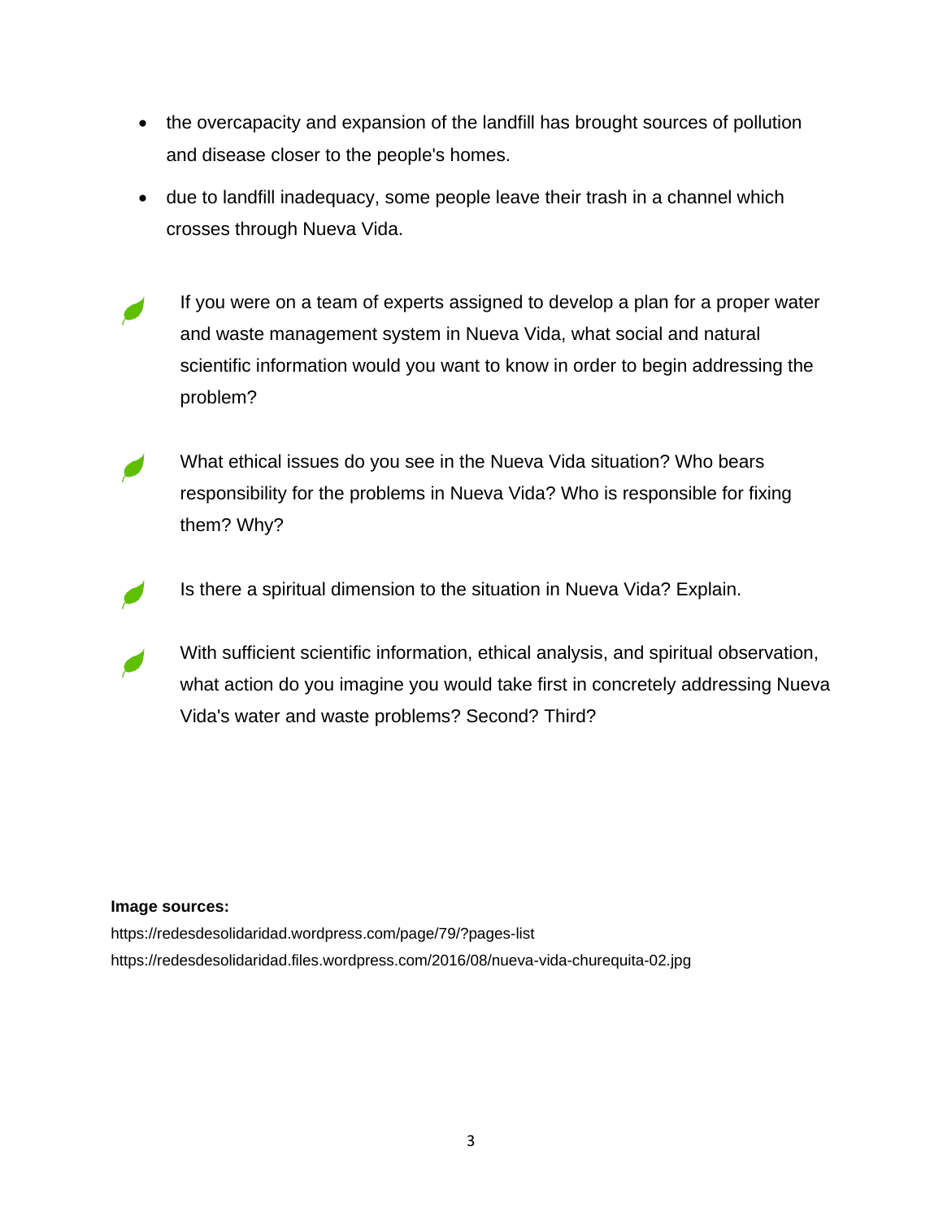- the overcapacity and expansion of the landfill has brought sources of pollution and disease closer to the people's homes.
- due to landfill inadequacy, some people leave their trash in a channel which crosses through Nueva Vida.

- If you were on a team of experts assigned to develop a plan for a proper water and waste management system in Nueva Vida, what social and natural scientific information would you want to know in order to begin addressing the problem?

- What ethical issues do you see in the Nueva Vida situation? Who bears responsibility for the problems in Nueva Vida? Who is responsible for fixing them? Why?

- Is there a spiritual dimension to the situation in Nueva Vida? Explain.

- With sufficient scientific information, ethical analysis, and spiritual observation, what action do you imagine you would take first in concretely addressing Nueva Vida's water and waste problems? Second? Third?

**Image sources:**

https://redesdesolidaridad.wordpress.com/page/79/?pages-list

https://redesdesolidaridad.files.wordpress.com/2016/08/nueva-vida-churequita-02.jpg